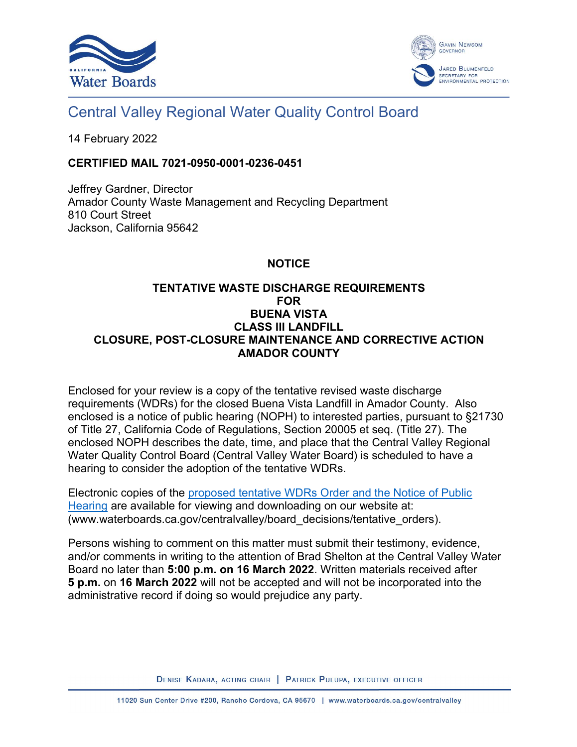# Central Valley Regional Water Quality Control Board

14 February 2022

**CERTIFIED MAIL 7021-0950-0001-0236-0451**

Jeffrey Gardner, Director
Amador County Waste Management and Recycling Department
810 Court Street
Jackson, California 95642

**NOTICE**

**TENTATIVE WASTE DISCHARGE REQUIREMENTS
FOR
BUENA VISTA
CLASS III LANDFILL
CLOSURE, POST-CLOSURE MAINTENANCE AND CORRECTIVE ACTION
AMADOR COUNTY**

Enclosed for your review is a copy of the tentative revised waste discharge requirements (WDRs) for the closed Buena Vista Landfill in Amador County. Also enclosed is a notice of public hearing (NOPH) to interested parties, pursuant to §21730 of Title 27, California Code of Regulations, Section 20005 et seq. (Title 27). The enclosed NOPH describes the date, time, and place that the Central Valley Regional Water Quality Control Board (Central Valley Water Board) is scheduled to have a hearing to consider the adoption of the tentative WDRs.

Electronic copies of the proposed tentative WDRs Order and the Notice of Public Hearing are available for viewing and downloading on our website at: (www.waterboards.ca.gov/centralvalley/board_decisions/tentative_orders).

Persons wishing to comment on this matter must submit their testimony, evidence, and/or comments in writing to the attention of Brad Shelton at the Central Valley Water Board no later than **5:00 p.m. on 16 March 2022**. Written materials received after **5 p.m.** on **16 March 2022** will not be accepted and will not be incorporated into the administrative record if doing so would prejudice any party.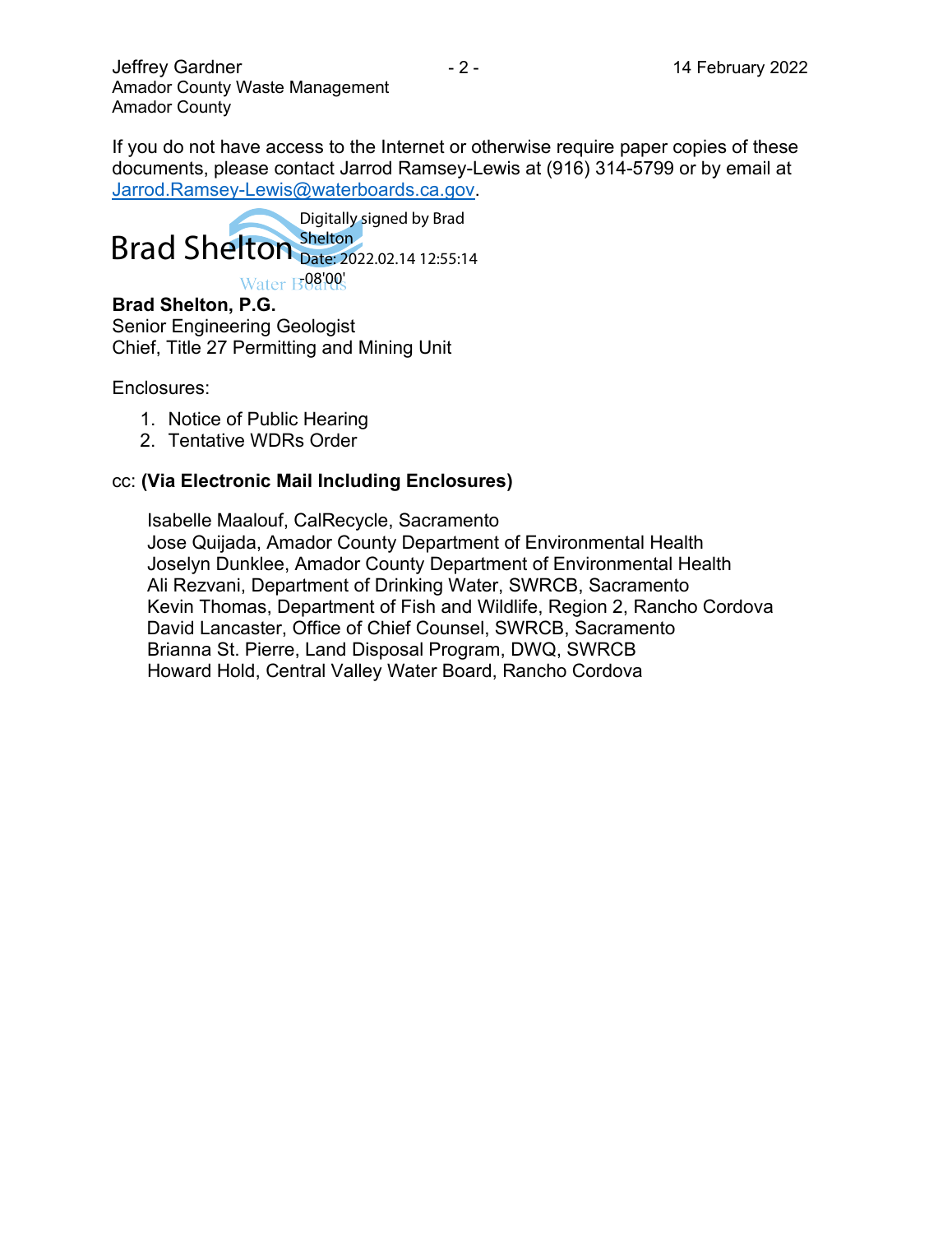If you do not have access to the Internet or otherwise require paper copies of these documents, please contact Jarrod Ramsey-Lewis at (916) 314-5799 or by email at [Jarrod.Ramsey-Lewis@waterboards.ca.gov](mailto:Jarrod.Ramsey-Lewis@waterboards.ca.gov).

Brad Shelton

Digitally signed by Brad Shelton
Date: 2022.02.14 12:55:14 -08'00'

**Brad Shelton, P.G.**
Senior Engineering Geologist
Chief, Title 27 Permitting and Mining Unit

Enclosures:

1. Notice of Public Hearing
2. Tentative WDRs Order

cc: **(Via Electronic Mail Including Enclosures)**

Isabelle Maalouf, CalRecycle, Sacramento
Jose Quijada, Amador County Department of Environmental Health
Joselyn Dunklee, Amador County Department of Environmental Health
Ali Rezvani, Department of Drinking Water, SWRCB, Sacramento
Kevin Thomas, Department of Fish and Wildlife, Region 2, Rancho Cordova
David Lancaster, Office of Chief Counsel, SWRCB, Sacramento
Brianna St. Pierre, Land Disposal Program, DWQ, SWRCB
Howard Hold, Central Valley Water Board, Rancho Cordova